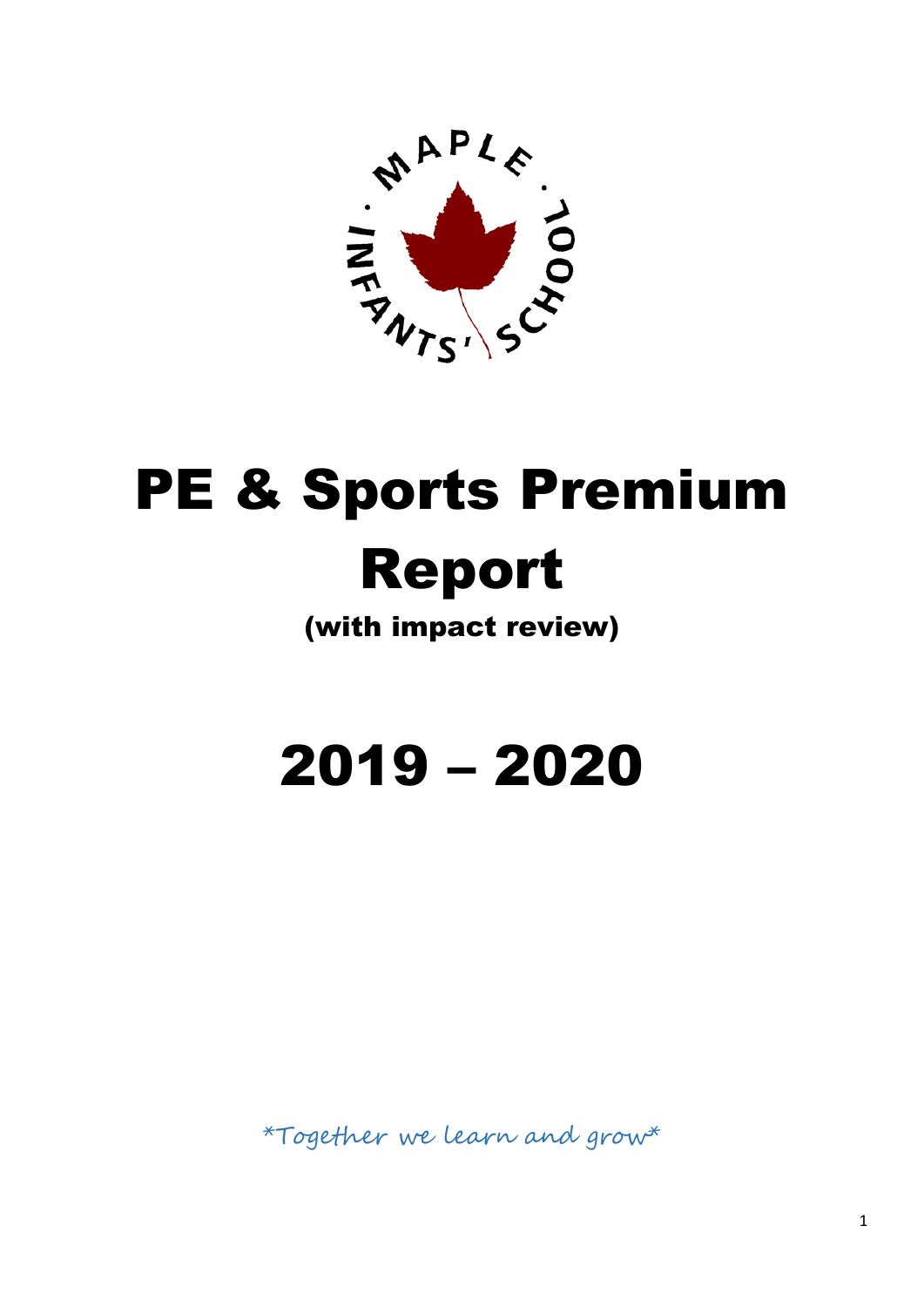MAPLE · INFANTS' SCHOOL ·

# PE & Sports Premium Report

**(with impact review)**

# 2019 – 2020

*Together we learn and grow*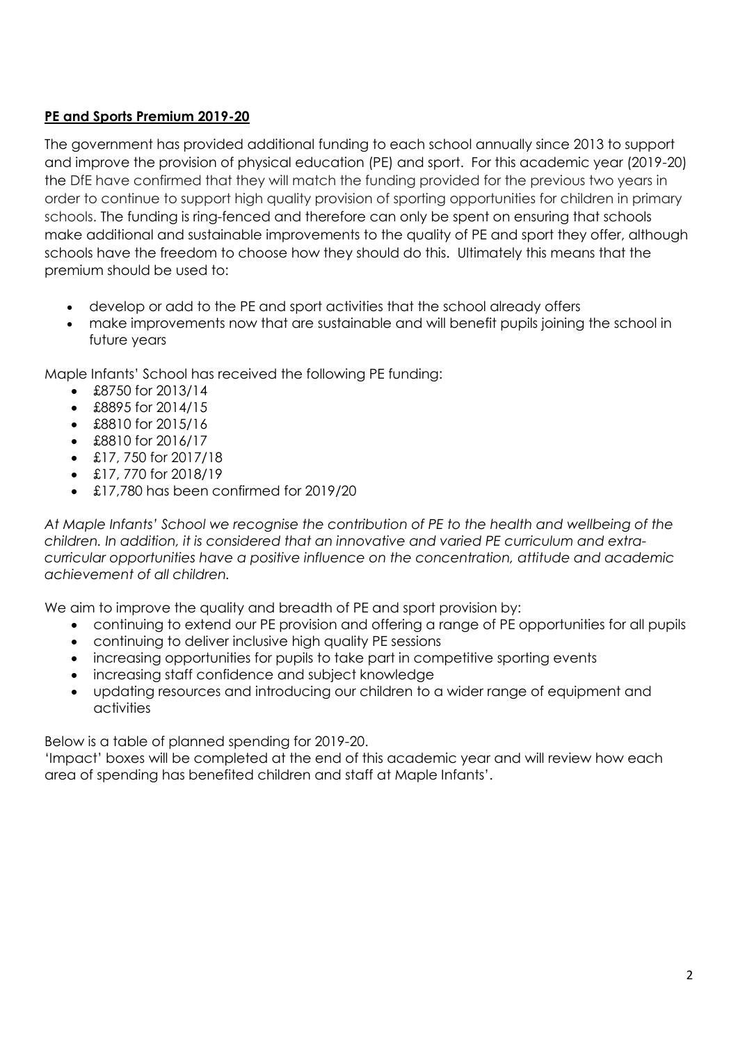**PE and Sports Premium 2019-20**

The government has provided additional funding to each school annually since 2013 to support and improve the provision of physical education (PE) and sport. For this academic year (2019-20) the DfE have confirmed that they will match the funding provided for the previous two years in order to continue to support high quality provision of sporting opportunities for children in primary schools. The funding is ring-fenced and therefore can only be spent on ensuring that schools make additional and sustainable improvements to the quality of PE and sport they offer, although schools have the freedom to choose how they should do this. Ultimately this means that the premium should be used to:

- develop or add to the PE and sport activities that the school already offers
- make improvements now that are sustainable and will benefit pupils joining the school in future years

Maple Infants' School has received the following PE funding:

- £8750 for 2013/14
- £8895 for 2014/15
- £8810 for 2015/16
- £8810 for 2016/17
- £17, 750 for 2017/18
- £17, 770 for 2018/19
- £17,780 has been confirmed for 2019/20

*At Maple Infants' School we recognise the contribution of PE to the health and wellbeing of the children. In addition, it is considered that an innovative and varied PE curriculum and extra-curricular opportunities have a positive influence on the concentration, attitude and academic achievement of all children.*

We aim to improve the quality and breadth of PE and sport provision by:

- continuing to extend our PE provision and offering a range of PE opportunities for all pupils
- continuing to deliver inclusive high quality PE sessions
- increasing opportunities for pupils to take part in competitive sporting events
- increasing staff confidence and subject knowledge
- updating resources and introducing our children to a wider range of equipment and activities

Below is a table of planned spending for 2019-20.
'Impact' boxes will be completed at the end of this academic year and will review how each area of spending has benefited children and staff at Maple Infants'.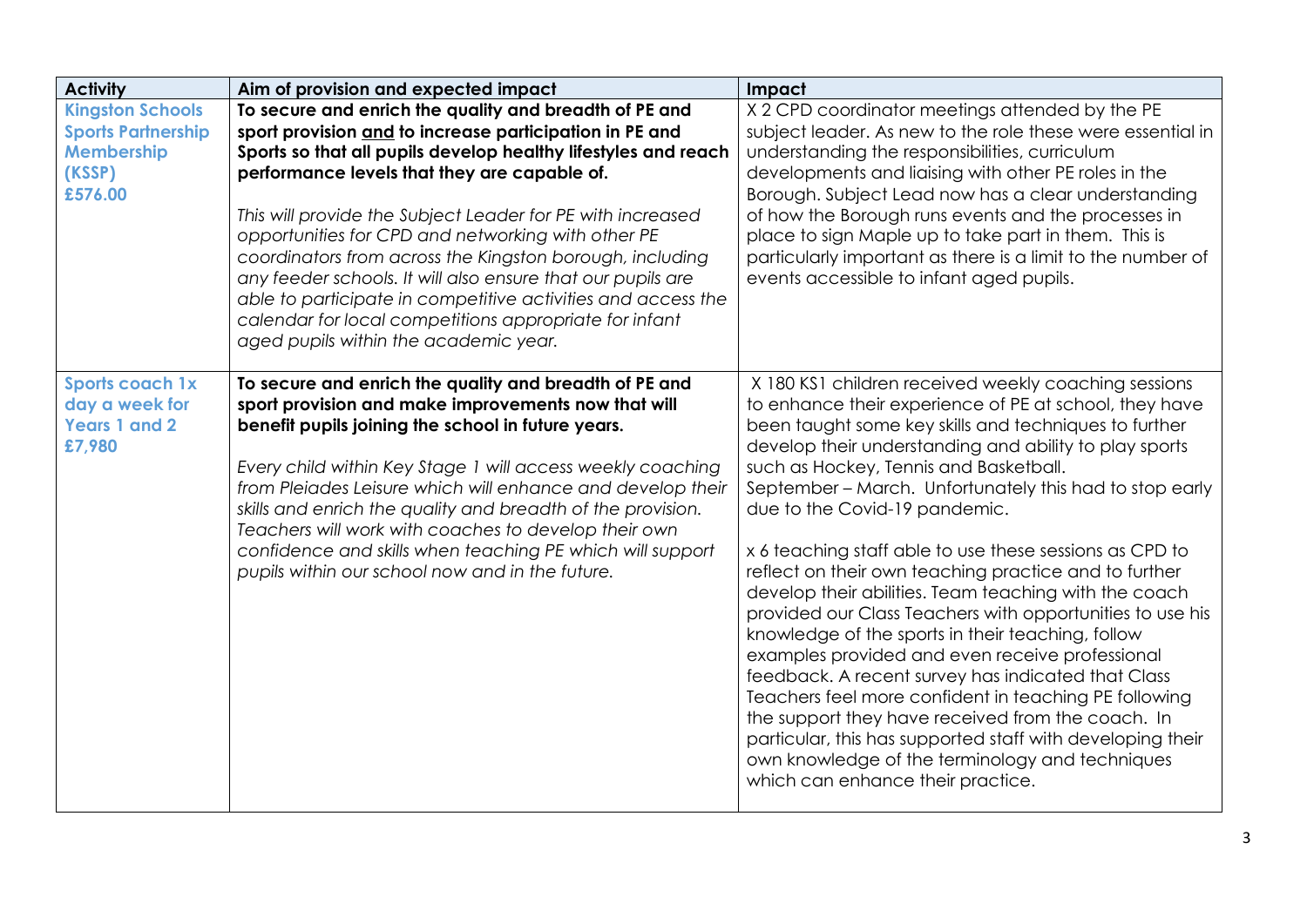| Activity | Aim of provision and expected impact | Impact |
|---|---|---|
| **Kingston Schools Sports Partnership Membership (KSSP) £576.00** | **To secure and enrich the quality and breadth of PE and sport provision <u>and</u> to increase participation in PE and Sports so that all pupils develop healthy lifestyles and reach performance levels that they are capable of.**<br><br>*This will provide the Subject Leader for PE with increased opportunities for CPD and networking with other PE coordinators from across the Kingston borough, including any feeder schools. It will also ensure that our pupils are able to participate in competitive activities and access the calendar for local competitions appropriate for infant aged pupils within the academic year.* | X 2 CPD coordinator meetings attended by the PE subject leader. As new to the role these were essential in understanding the responsibilities, curriculum developments and liaising with other PE roles in the Borough. Subject Lead now has a clear understanding of how the Borough runs events and the processes in place to sign Maple up to take part in them. This is particularly important as there is a limit to the number of events accessible to infant aged pupils. |
| **Sports coach 1x day a week for Years 1 and 2 £7,980** | **To secure and enrich the quality and breadth of PE and sport provision and make improvements now that will benefit pupils joining the school in future years.**<br><br>*Every child within Key Stage 1 will access weekly coaching from Pleiades Leisure which will enhance and develop their skills and enrich the quality and breadth of the provision. Teachers will work with coaches to develop their own confidence and skills when teaching PE which will support pupils within our school now and in the future.* | X 180 KS1 children received weekly coaching sessions to enhance their experience of PE at school, they have been taught some key skills and techniques to further develop their understanding and ability to play sports such as Hockey, Tennis and Basketball. September – March. Unfortunately this had to stop early due to the Covid-19 pandemic.<br><br>x 6 teaching staff able to use these sessions as CPD to reflect on their own teaching practice and to further develop their abilities. Team teaching with the coach provided our Class Teachers with opportunities to use his knowledge of the sports in their teaching, follow examples provided and even receive professional feedback. A recent survey has indicated that Class Teachers feel more confident in teaching PE following the support they have received from the coach. In particular, this has supported staff with developing their own knowledge of the terminology and techniques which can enhance their practice. |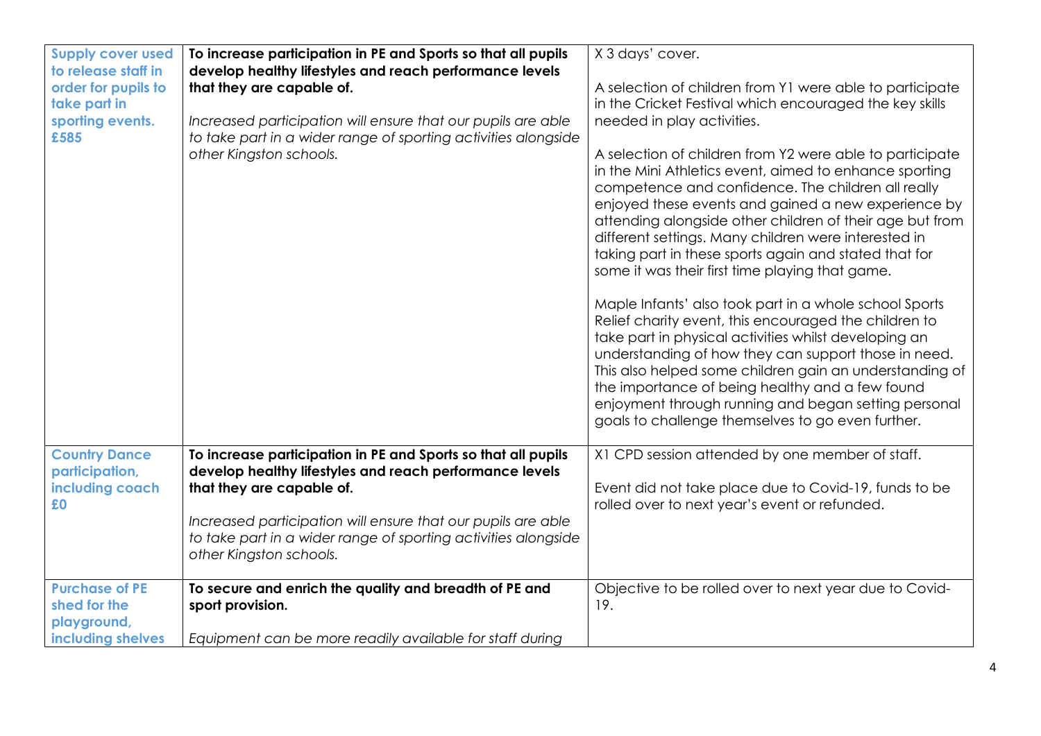| | | |
|---|---|---|
| **Supply cover used to release staff in order for pupils to take part in sporting events. £585** | **To increase participation in PE and Sports so that all pupils develop healthy lifestyles and reach performance levels that they are capable of.**<br><br>*Increased participation will ensure that our pupils are able to take part in a wider range of sporting activities alongside other Kingston schools.* | X 3 days' cover.<br><br>A selection of children from Y1 were able to participate in the Cricket Festival which encouraged the key skills needed in play activities.<br><br>A selection of children from Y2 were able to participate in the Mini Athletics event, aimed to enhance sporting competence and confidence. The children all really enjoyed these events and gained a new experience by attending alongside other children of their age but from different settings. Many children were interested in taking part in these sports again and stated that for some it was their first time playing that game.<br><br>Maple Infants' also took part in a whole school Sports Relief charity event, this encouraged the children to take part in physical activities whilst developing an understanding of how they can support those in need. This also helped some children gain an understanding of the importance of being healthy and a few found enjoyment through running and began setting personal goals to challenge themselves to go even further. |
| **Country Dance participation, including coach £0** | **To increase participation in PE and Sports so that all pupils develop healthy lifestyles and reach performance levels that they are capable of.**<br><br>*Increased participation will ensure that our pupils are able to take part in a wider range of sporting activities alongside other Kingston schools.* | X1 CPD session attended by one member of staff.<br><br>Event did not take place due to Covid-19, funds to be rolled over to next year's event or refunded. |
| **Purchase of PE shed for the playground, including shelves** | **To secure and enrich the quality and breadth of PE and sport provision.**<br><br>*Equipment can be more readily available for staff during* | Objective to be rolled over to next year due to Covid-19. |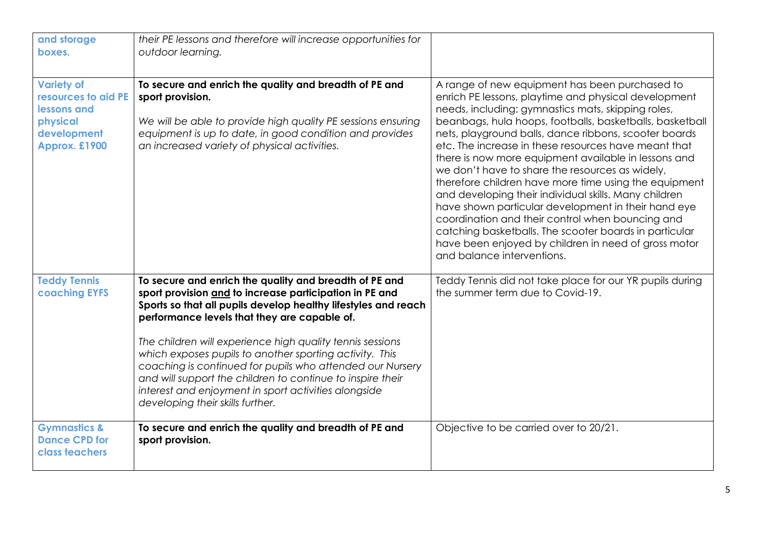| | | |
|---|---|---|
| **and storage boxes.** | *their PE lessons and therefore will increase opportunities for outdoor learning.* | |
| **Variety of resources to aid PE lessons and physical development Approx. £1900** | **To secure and enrich the quality and breadth of PE and sport provision.**<br><br>*We will be able to provide high quality PE sessions ensuring equipment is up to date, in good condition and provides an increased variety of physical activities.* | A range of new equipment has been purchased to enrich PE lessons, playtime and physical development needs, including: gymnastics mats, skipping roles, beanbags, hula hoops, footballs, basketballs, basketball nets, playground balls, dance ribbons, scooter boards etc. The increase in these resources have meant that there is now more equipment available in lessons and we don't have to share the resources as widely, therefore children have more time using the equipment and developing their individual skills. Many children have shown particular development in their hand eye coordination and their control when bouncing and catching basketballs. The scooter boards in particular have been enjoyed by children in need of gross motor and balance interventions. |
| **Teddy Tennis coaching EYFS** | **To secure and enrich the quality and breadth of PE and sport provision and to increase participation in PE and Sports so that all pupils develop healthy lifestyles and reach performance levels that they are capable of.**<br><br>*The children will experience high quality tennis sessions which exposes pupils to another sporting activity. This coaching is continued for pupils who attended our Nursery and will support the children to continue to inspire their interest and enjoyment in sport activities alongside developing their skills further.* | Teddy Tennis did not take place for our YR pupils during the summer term due to Covid-19. |
| **Gymnastics & Dance CPD for class teachers** | **To secure and enrich the quality and breadth of PE and sport provision.** | Objective to be carried over to 20/21. |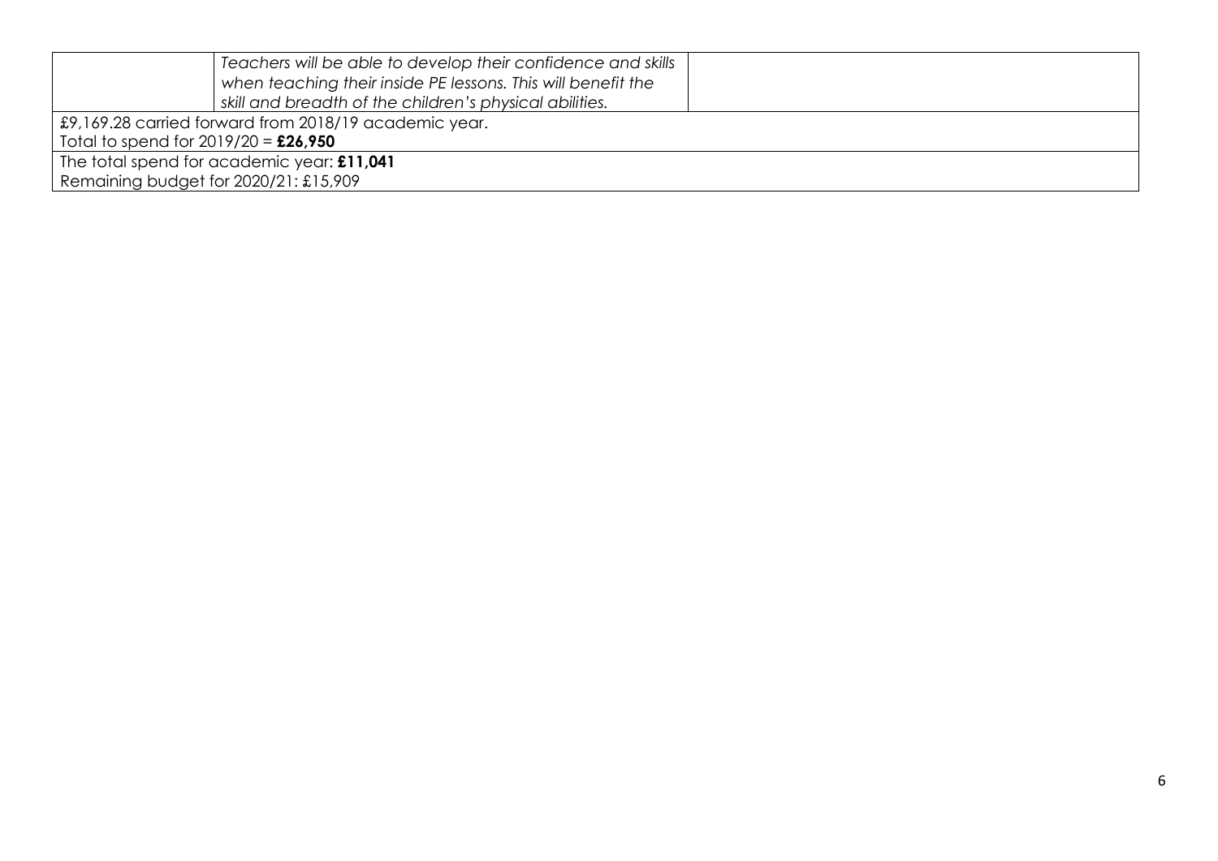| | | |
|---|---|---|
| | *Teachers will be able to develop their confidence and skills when teaching their inside PE lessons. This will benefit the skill and breadth of the children's physical abilities.* | |
| £9,169.28 carried forward from 2018/19 academic year.<br>Total to spend for 2019/20 = **£26,950** | | |
| The total spend for academic year: **£11,041**<br>Remaining budget for 2020/21: £15,909 | | |